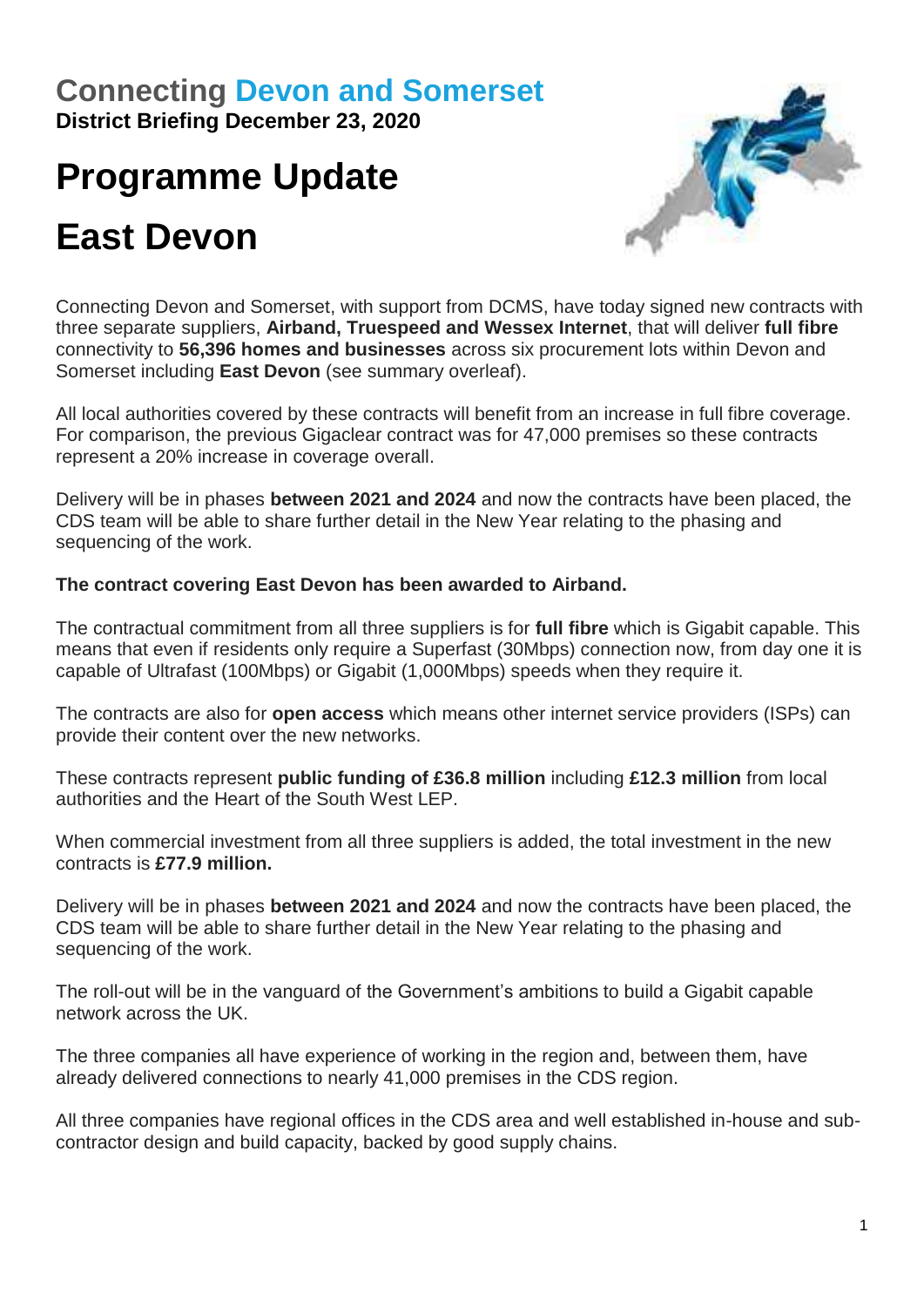# Connecting Devon and Somerset

**District Briefing December 23, 2020**

# Programme Update

# East Devon

Connecting Devon and Somerset, with support from DCMS, have today signed new contracts with three separate suppliers, **Airband, Truespeed and Wessex Internet**, that will deliver **full fibre** connectivity to **56,396 homes and businesses** across six procurement lots within Devon and Somerset including **East Devon** (see summary overleaf).

All local authorities covered by these contracts will benefit from an increase in full fibre coverage. For comparison, the previous Gigaclear contract was for 47,000 premises so these contracts represent a 20% increase in coverage overall.

Delivery will be in phases **between 2021 and 2024** and now the contracts have been placed, the CDS team will be able to share further detail in the New Year relating to the phasing and sequencing of the work.

**The contract covering East Devon has been awarded to Airband.**

The contractual commitment from all three suppliers is for **full fibre** which is Gigabit capable. This means that even if residents only require a Superfast (30Mbps) connection now, from day one it is capable of Ultrafast (100Mbps) or Gigabit (1,000Mbps) speeds when they require it.

The contracts are also for **open access** which means other internet service providers (ISPs) can provide their content over the new networks.

These contracts represent **public funding of £36.8 million** including **£12.3 million** from local authorities and the Heart of the South West LEP.

When commercial investment from all three suppliers is added, the total investment in the new contracts is **£77.9 million.**

Delivery will be in phases **between 2021 and 2024** and now the contracts have been placed, the CDS team will be able to share further detail in the New Year relating to the phasing and sequencing of the work.

The roll-out will be in the vanguard of the Government's ambitions to build a Gigabit capable network across the UK.

The three companies all have experience of working in the region and, between them, have already delivered connections to nearly 41,000 premises in the CDS region.

All three companies have regional offices in the CDS area and well established in-house and sub-contractor design and build capacity, backed by good supply chains.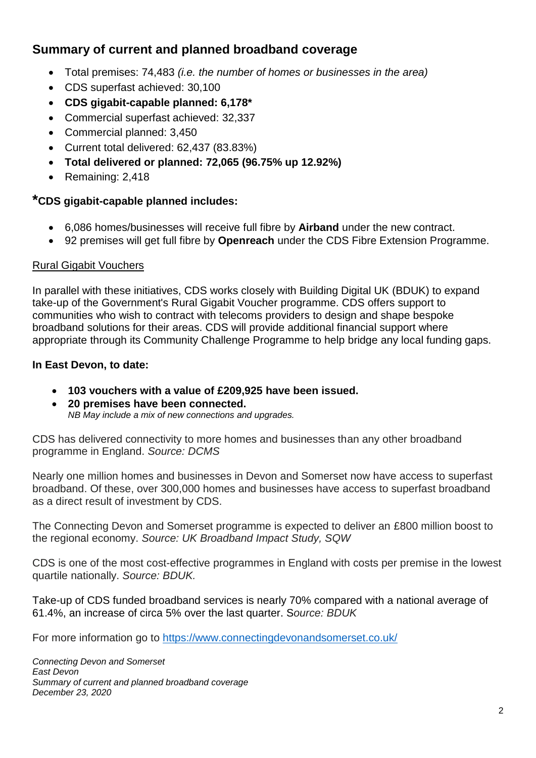## Summary of current and planned broadband coverage

- Total premises: 74,483 *(i.e. the number of homes or businesses in the area)*
- CDS superfast achieved: 30,100
- **CDS gigabit-capable planned: 6,178***
- Commercial superfast achieved: 32,337
- Commercial planned: 3,450
- Current total delivered: 62,437 (83.83%)
- **Total delivered or planned: 72,065 (96.75% up 12.92%)**
- Remaining: 2,418

### *CDS gigabit-capable planned includes:

- 6,086 homes/businesses will receive full fibre by **Airband** under the new contract.
- 92 premises will get full fibre by **Openreach** under the CDS Fibre Extension Programme.

<u>Rural Gigabit Vouchers</u>

In parallel with these initiatives, CDS works closely with Building Digital UK (BDUK) to expand take-up of the Government's Rural Gigabit Voucher programme. CDS offers support to communities who wish to contract with telecoms providers to design and shape bespoke broadband solutions for their areas. CDS will provide additional financial support where appropriate through its Community Challenge Programme to help bridge any local funding gaps.

**In East Devon, to date:**

- **103 vouchers with a value of £209,925 have been issued.**
- **20 premises have been connected.**
  *NB May include a mix of new connections and upgrades.*

CDS has delivered connectivity to more homes and businesses than any other broadband programme in England. *Source: DCMS*

Nearly one million homes and businesses in Devon and Somerset now have access to superfast broadband. Of these, over 300,000 homes and businesses have access to superfast broadband as a direct result of investment by CDS.

The Connecting Devon and Somerset programme is expected to deliver an £800 million boost to the regional economy. *Source: UK Broadband Impact Study, SQW*

CDS is one of the most cost-effective programmes in England with costs per premise in the lowest quartile nationally. *Source: BDUK.*

Take-up of CDS funded broadband services is nearly 70% compared with a national average of 61.4%, an increase of circa 5% over the last quarter. S*ource: BDUK*

For more information go to [https://www.connectingdevonandsomerset.co.uk/](https://www.connectingdevonandsomerset.co.uk/)

*Connecting Devon and Somerset*
*East Devon*
*Summary of current and planned broadband coverage*
*December 23, 2020*